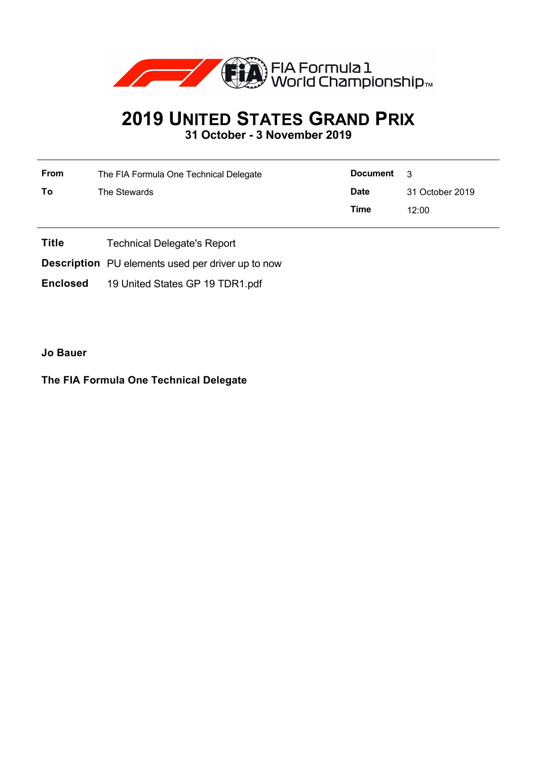FIA Formula 1 World Championship™

# 2019 United States Grand Prix

**31 October - 3 November 2019**

| | | | |
|---|---|---|---|
| **From** | The FIA Formula One Technical Delegate | **Document** | 3 |
| **To** | The Stewards | **Date** | 31 October 2019 |
| | | **Time** | 12:00 |

**Title** Technical Delegate's Report

**Description** PU elements used per driver up to now

**Enclosed** 19 United States GP 19 TDR1.pdf

**Jo Bauer**

**The FIA Formula One Technical Delegate**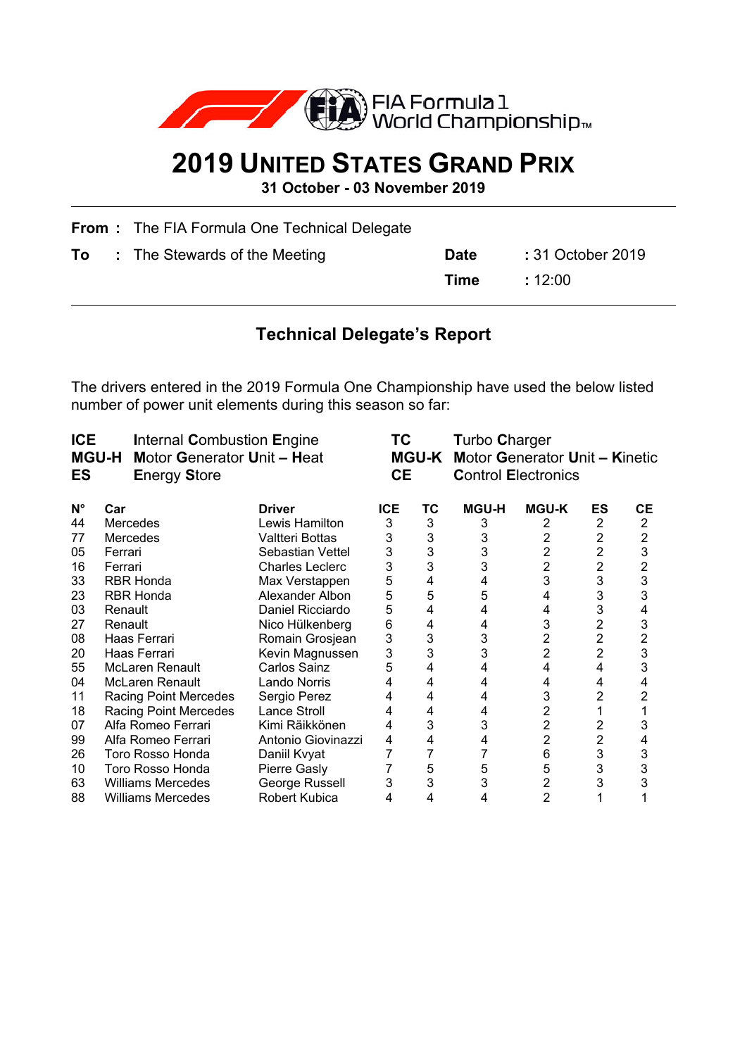FIA Formula 1 World Championship™

# 2019 United States Grand Prix

**31 October - 03 November 2019**

**From :** The FIA Formula One Technical Delegate

**To :** The Stewards of the Meeting

**Date** : 31 October 2019

**Time** : 12:00

## Technical Delegate's Report

The drivers entered in the 2019 Formula One Championship have used the below listed number of power unit elements during this season so far:

**ICE** **I**nternal **C**ombustion **E**ngine

**MGU-H** **M**otor **G**enerator **U**nit – **H**eat

**ES** **E**nergy **S**tore

**TC** **T**urbo **C**harger

**MGU-K** **M**otor **G**enerator **U**nit – **K**inetic

**CE** **C**ontrol **E**lectronics

| N° | Car | Driver | ICE | TC | MGU-H | MGU-K | ES | CE |
|---|---|---|---|---|---|---|---|---|
| 44 | Mercedes | Lewis Hamilton | 3 | 3 | 3 | 2 | 2 | 2 |
| 77 | Mercedes | Valtteri Bottas | 3 | 3 | 3 | 2 | 2 | 2 |
| 05 | Ferrari | Sebastian Vettel | 3 | 3 | 3 | 2 | 2 | 3 |
| 16 | Ferrari | Charles Leclerc | 3 | 3 | 3 | 2 | 2 | 2 |
| 33 | RBR Honda | Max Verstappen | 5 | 4 | 4 | 3 | 3 | 3 |
| 23 | RBR Honda | Alexander Albon | 5 | 5 | 5 | 4 | 3 | 3 |
| 03 | Renault | Daniel Ricciardo | 5 | 4 | 4 | 4 | 3 | 4 |
| 27 | Renault | Nico Hülkenberg | 6 | 4 | 4 | 3 | 2 | 3 |
| 08 | Haas Ferrari | Romain Grosjean | 3 | 3 | 3 | 2 | 2 | 2 |
| 20 | Haas Ferrari | Kevin Magnussen | 3 | 3 | 3 | 2 | 2 | 3 |
| 55 | McLaren Renault | Carlos Sainz | 5 | 4 | 4 | 4 | 4 | 3 |
| 04 | McLaren Renault | Lando Norris | 4 | 4 | 4 | 4 | 4 | 4 |
| 11 | Racing Point Mercedes | Sergio Perez | 4 | 4 | 4 | 3 | 2 | 2 |
| 18 | Racing Point Mercedes | Lance Stroll | 4 | 4 | 4 | 2 | 1 | 1 |
| 07 | Alfa Romeo Ferrari | Kimi Räikkönen | 4 | 3 | 3 | 2 | 2 | 3 |
| 99 | Alfa Romeo Ferrari | Antonio Giovinazzi | 4 | 4 | 4 | 2 | 2 | 4 |
| 26 | Toro Rosso Honda | Daniil Kvyat | 7 | 7 | 7 | 6 | 3 | 3 |
| 10 | Toro Rosso Honda | Pierre Gasly | 7 | 5 | 5 | 5 | 3 | 3 |
| 63 | Williams Mercedes | George Russell | 3 | 3 | 3 | 2 | 3 | 3 |
| 88 | Williams Mercedes | Robert Kubica | 4 | 4 | 4 | 2 | 1 | 1 |